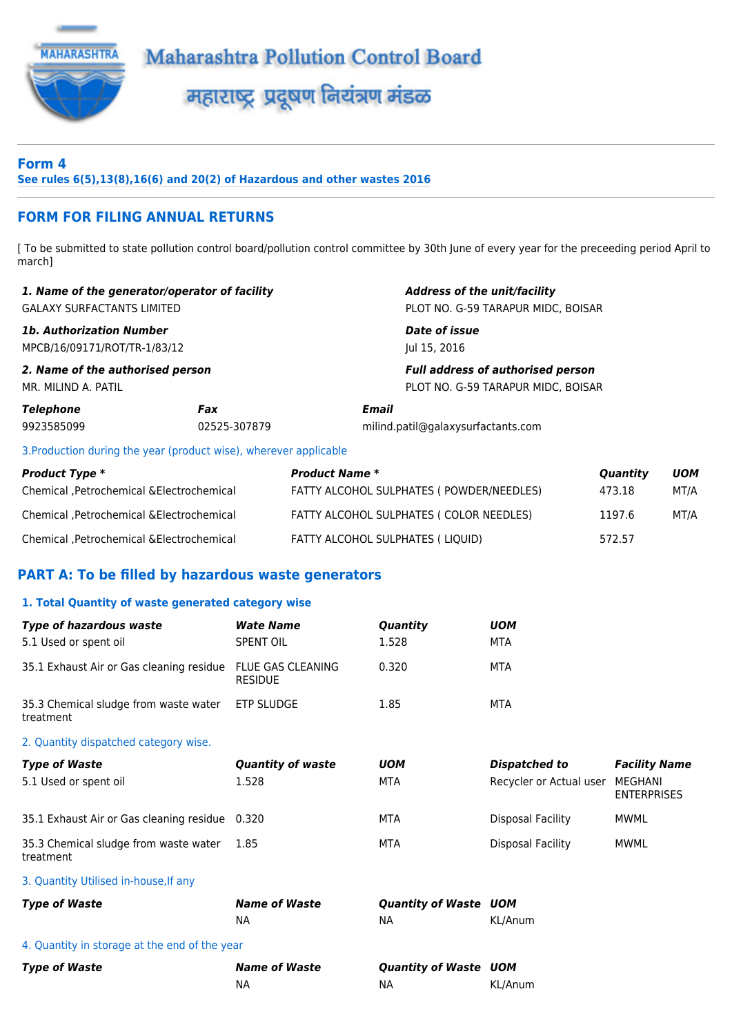# Maharashtra Pollution Control Board

# महाराष्ट्र प्रदूषण नियंत्रण मंडळ

## Form 4

**See rules 6(5),13(8),16(6) and 20(2) of Hazardous and other wastes 2016**

## FORM FOR FILING ANNUAL RETURNS

[ To be submitted to state pollution control board/pollution control committee by 30th June of every year for the preceeding period April to march]

| *1. Name of the generator/operator of facility* | *Address of the unit/facility* |
|---|---|
| GALAXY SURFACTANTS LIMITED | PLOT NO. G-59 TARAPUR MIDC, BOISAR |
| ***1b. Authorization Number*** | ***Date of issue*** |
| MPCB/16/09171/ROT/TR-1/83/12 | Jul 15, 2016 |
| ***2. Name of the authorised person*** | ***Full address of authorised person*** |
| MR. MILIND A. PATIL | PLOT NO. G-59 TARAPUR MIDC, BOISAR |

| *Telephone* | *Fax* | *Email* |
|---|---|---|
| 9923585099 | 02525-307879 | milind.patil@galaxysurfactants.com |

3.Production during the year (product wise), wherever applicable

| *Product Type ** | *Product Name ** | *Quantity* | *UOM* |
|---|---|---|---|
| Chemical ,Petrochemical &Electrochemical | FATTY ALCOHOL SULPHATES ( POWDER/NEEDLES) | 473.18 | MT/A |
| Chemical ,Petrochemical &Electrochemical | FATTY ALCOHOL SULPHATES ( COLOR NEEDLES) | 1197.6 | MT/A |
| Chemical ,Petrochemical &Electrochemical | FATTY ALCOHOL SULPHATES ( LIQUID) | 572.57 | |

## PART A: To be filled by hazardous waste generators

### 1. Total Quantity of waste generated category wise

| *Type of hazardous waste* | *Wate Name* | *Quantity* | *UOM* |
|---|---|---|---|
| 5.1 Used or spent oil | SPENT OIL | 1.528 | MTA |
| 35.1 Exhaust Air or Gas cleaning residue | FLUE GAS CLEANING RESIDUE | 0.320 | MTA |
| 35.3 Chemical sludge from waste water treatment | ETP SLUDGE | 1.85 | MTA |

2. Quantity dispatched category wise.

| *Type of Waste* | *Quantity of waste* | *UOM* | *Dispatched to* | *Facility Name* |
|---|---|---|---|---|
| 5.1 Used or spent oil | 1.528 | MTA | Recycler or Actual user | MEGHANI ENTERPRISES |
| 35.1 Exhaust Air or Gas cleaning residue | 0.320 | MTA | Disposal Facility | MWML |
| 35.3 Chemical sludge from waste water treatment | 1.85 | MTA | Disposal Facility | MWML |

3. Quantity Utilised in-house,If any

| *Type of Waste* | *Name of Waste* | *Quantity of Waste* | *UOM* |
|---|---|---|---|
| | NA | NA | KL/Anum |

4. Quantity in storage at the end of the year

| *Type of Waste* | *Name of Waste* | *Quantity of Waste* | *UOM* |
|---|---|---|---|
| | NA | NA | KL/Anum |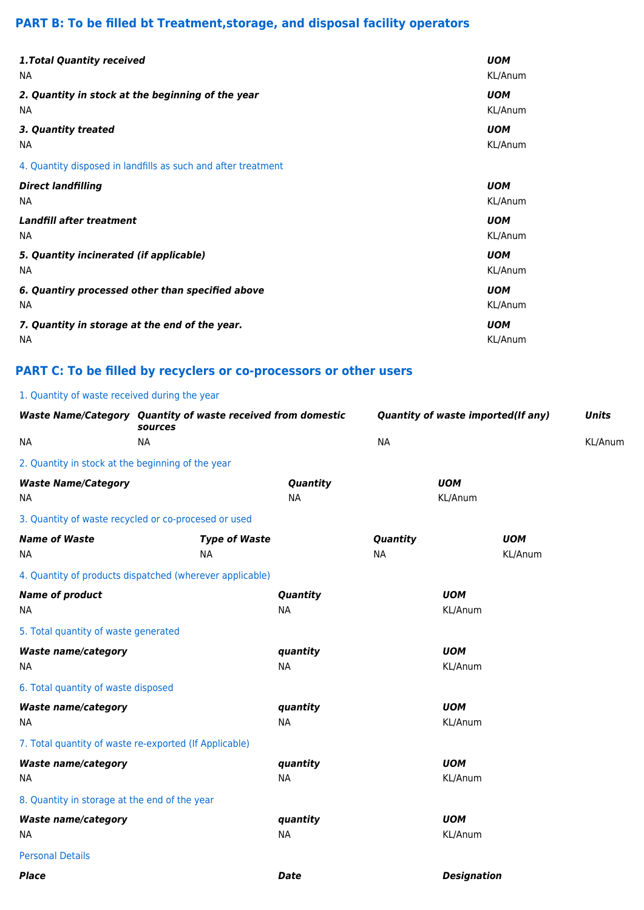## PART B: To be filled bt Treatment,storage, and disposal facility operators

| | |
|---|---|
| ***1.Total Quantity received*** | ***UOM*** |
| NA | KL/Anum |
| ***2. Quantity in stock at the beginning of the year*** | ***UOM*** |
| NA | KL/Anum |
| ***3. Quantity treated*** | ***UOM*** |
| NA | KL/Anum |

4. Quantity disposed in landfills as such and after treatment

| | |
|---|---|
| ***Direct landfilling*** | ***UOM*** |
| NA | KL/Anum |
| ***Landfill after treatment*** | ***UOM*** |
| NA | KL/Anum |
| ***5. Quantity incinerated (if applicable)*** | ***UOM*** |
| NA | KL/Anum |
| ***6. Quantiry processed other than specified above*** | ***UOM*** |
| NA | KL/Anum |
| ***7. Quantity in storage at the end of the year.*** | ***UOM*** |
| NA | KL/Anum |

## PART C: To be filled by recyclers or co-processors or other users

1. Quantity of waste received during the year

| ***Waste Name/Category*** | ***Quantity of waste received from domestic sources*** | ***Quantity of waste imported(If any)*** | ***Units*** |
|---|---|---|---|
| NA | NA | NA | KL/Anum |

2. Quantity in stock at the beginning of the year

| ***Waste Name/Category*** | ***Quantity*** | ***UOM*** |
|---|---|---|
| NA | NA | KL/Anum |

3. Quantity of waste recycled or co-procesed or used

| ***Name of Waste*** | ***Type of Waste*** | ***Quantity*** | ***UOM*** |
|---|---|---|---|
| NA | NA | NA | KL/Anum |

4. Quantity of products dispatched (wherever applicable)

| ***Name of product*** | ***Quantity*** | ***UOM*** |
|---|---|---|
| NA | NA | KL/Anum |

5. Total quantity of waste generated

| ***Waste name/category*** | ***quantity*** | ***UOM*** |
|---|---|---|
| NA | NA | KL/Anum |

6. Total quantity of waste disposed

| ***Waste name/category*** | ***quantity*** | ***UOM*** |
|---|---|---|
| NA | NA | KL/Anum |

7. Total quantity of waste re-exported (If Applicable)

| ***Waste name/category*** | ***quantity*** | ***UOM*** |
|---|---|---|
| NA | NA | KL/Anum |

8. Quantity in storage at the end of the year

| ***Waste name/category*** | ***quantity*** | ***UOM*** |
|---|---|---|
| NA | NA | KL/Anum |

Personal Details

| ***Place*** | ***Date*** | ***Designation*** |
|---|---|---|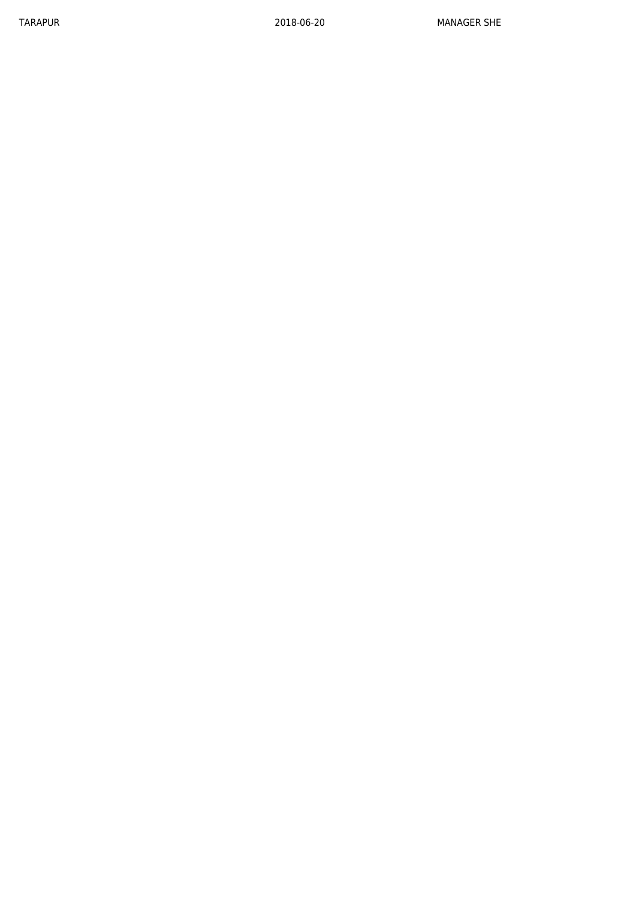| | | |
|---|---|---|
| TARAPUR | 2018-06-20 | MANAGER SHE |